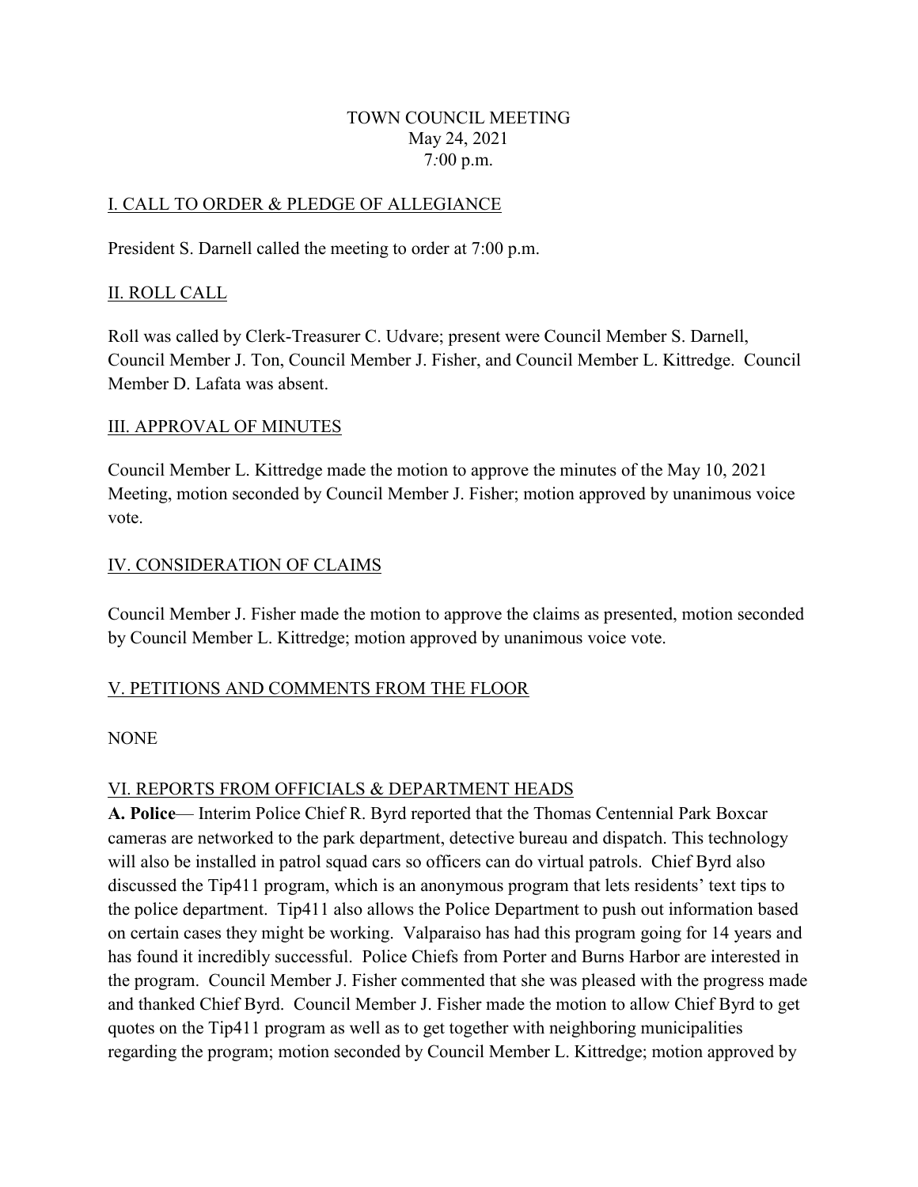TOWN COUNCIL MEETING
May 24, 2021
7:00 p.m.

## I. CALL TO ORDER & PLEDGE OF ALLEGIANCE

President S. Darnell called the meeting to order at 7:00 p.m.

## II. ROLL CALL

Roll was called by Clerk-Treasurer C. Udvare; present were Council Member S. Darnell, Council Member J. Ton, Council Member J. Fisher, and Council Member L. Kittredge. Council Member D. Lafata was absent.

## III. APPROVAL OF MINUTES

Council Member L. Kittredge made the motion to approve the minutes of the May 10, 2021 Meeting, motion seconded by Council Member J. Fisher; motion approved by unanimous voice vote.

## IV. CONSIDERATION OF CLAIMS

Council Member J. Fisher made the motion to approve the claims as presented, motion seconded by Council Member L. Kittredge; motion approved by unanimous voice vote.

## V. PETITIONS AND COMMENTS FROM THE FLOOR

NONE

## VI. REPORTS FROM OFFICIALS & DEPARTMENT HEADS

**A. Police**— Interim Police Chief R. Byrd reported that the Thomas Centennial Park Boxcar cameras are networked to the park department, detective bureau and dispatch. This technology will also be installed in patrol squad cars so officers can do virtual patrols. Chief Byrd also discussed the Tip411 program, which is an anonymous program that lets residents' text tips to the police department. Tip411 also allows the Police Department to push out information based on certain cases they might be working. Valparaiso has had this program going for 14 years and has found it incredibly successful. Police Chiefs from Porter and Burns Harbor are interested in the program. Council Member J. Fisher commented that she was pleased with the progress made and thanked Chief Byrd. Council Member J. Fisher made the motion to allow Chief Byrd to get quotes on the Tip411 program as well as to get together with neighboring municipalities regarding the program; motion seconded by Council Member L. Kittredge; motion approved by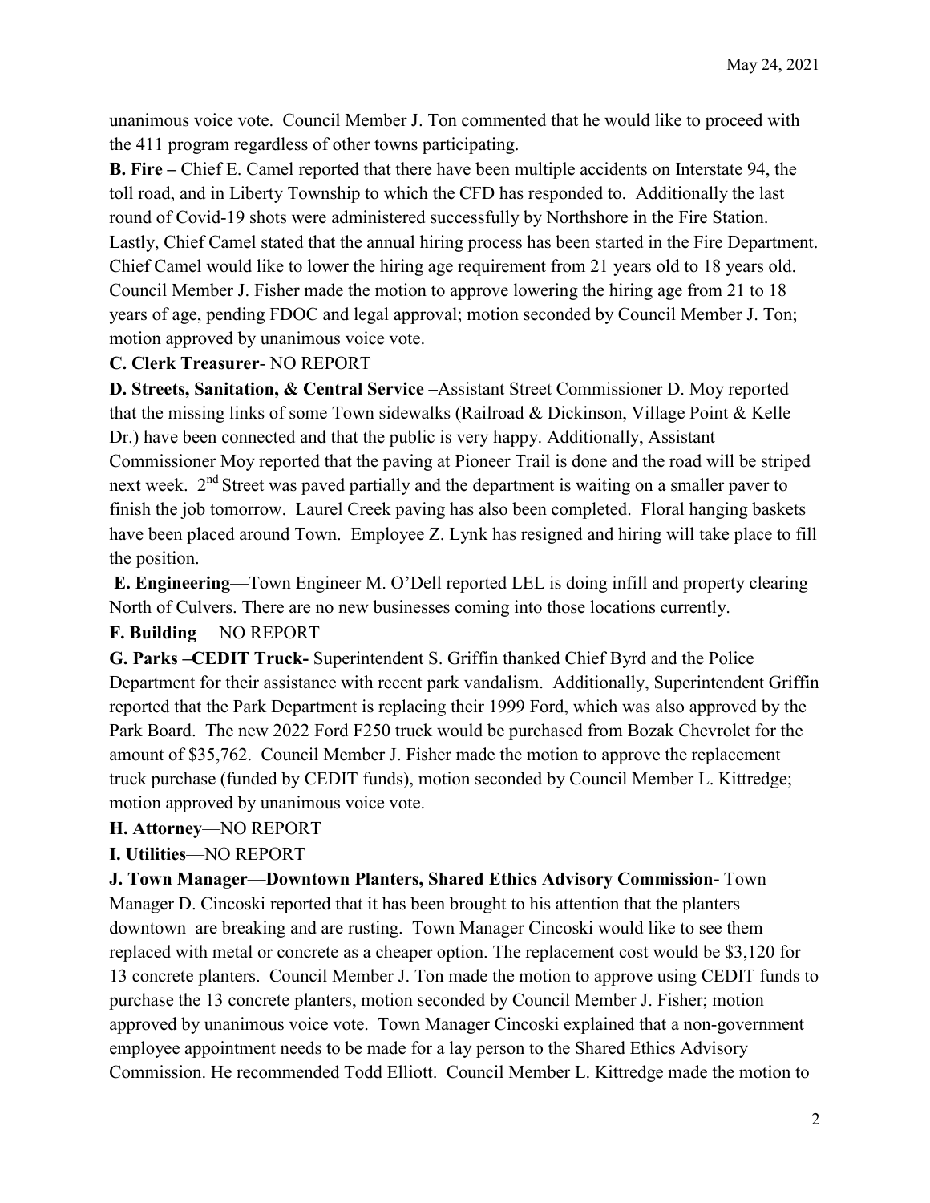unanimous voice vote. Council Member J. Ton commented that he would like to proceed with the 411 program regardless of other towns participating.

**B. Fire –** Chief E. Camel reported that there have been multiple accidents on Interstate 94, the toll road, and in Liberty Township to which the CFD has responded to. Additionally the last round of Covid-19 shots were administered successfully by Northshore in the Fire Station. Lastly, Chief Camel stated that the annual hiring process has been started in the Fire Department. Chief Camel would like to lower the hiring age requirement from 21 years old to 18 years old. Council Member J. Fisher made the motion to approve lowering the hiring age from 21 to 18 years of age, pending FDOC and legal approval; motion seconded by Council Member J. Ton; motion approved by unanimous voice vote.

**C. Clerk Treasurer**- NO REPORT

**D. Streets, Sanitation, & Central Service –**Assistant Street Commissioner D. Moy reported that the missing links of some Town sidewalks (Railroad & Dickinson, Village Point & Kelle Dr.) have been connected and that the public is very happy. Additionally, Assistant Commissioner Moy reported that the paving at Pioneer Trail is done and the road will be striped next week. 2nd Street was paved partially and the department is waiting on a smaller paver to finish the job tomorrow. Laurel Creek paving has also been completed. Floral hanging baskets have been placed around Town. Employee Z. Lynk has resigned and hiring will take place to fill the position.

**E. Engineering**—Town Engineer M. O'Dell reported LEL is doing infill and property clearing North of Culvers. There are no new businesses coming into those locations currently.

**F. Building** —NO REPORT

**G. Parks –CEDIT Truck-** Superintendent S. Griffin thanked Chief Byrd and the Police Department for their assistance with recent park vandalism. Additionally, Superintendent Griffin reported that the Park Department is replacing their 1999 Ford, which was also approved by the Park Board. The new 2022 Ford F250 truck would be purchased from Bozak Chevrolet for the amount of $35,762. Council Member J. Fisher made the motion to approve the replacement truck purchase (funded by CEDIT funds), motion seconded by Council Member L. Kittredge; motion approved by unanimous voice vote.

**H. Attorney**—NO REPORT

**I. Utilities**—NO REPORT

**J. Town Manager**—**Downtown Planters, Shared Ethics Advisory Commission-** Town Manager D. Cincoski reported that it has been brought to his attention that the planters downtown are breaking and are rusting. Town Manager Cincoski would like to see them replaced with metal or concrete as a cheaper option. The replacement cost would be $3,120 for 13 concrete planters. Council Member J. Ton made the motion to approve using CEDIT funds to purchase the 13 concrete planters, motion seconded by Council Member J. Fisher; motion approved by unanimous voice vote. Town Manager Cincoski explained that a non-government employee appointment needs to be made for a lay person to the Shared Ethics Advisory Commission. He recommended Todd Elliott. Council Member L. Kittredge made the motion to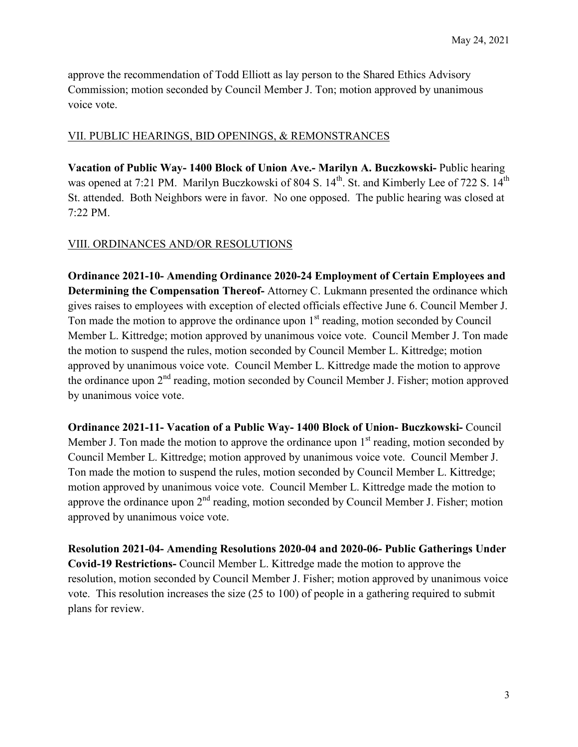approve the recommendation of Todd Elliott as lay person to the Shared Ethics Advisory Commission; motion seconded by Council Member J. Ton; motion approved by unanimous voice vote.

## VII. PUBLIC HEARINGS, BID OPENINGS, & REMONSTRANCES

**Vacation of Public Way- 1400 Block of Union Ave.- Marilyn A. Buczkowski-** Public hearing was opened at 7:21 PM. Marilyn Buczkowski of 804 S. 14th. St. and Kimberly Lee of 722 S. 14th St. attended. Both Neighbors were in favor. No one opposed. The public hearing was closed at 7:22 PM.

## VIII. ORDINANCES AND/OR RESOLUTIONS

**Ordinance 2021-10- Amending Ordinance 2020-24 Employment of Certain Employees and Determining the Compensation Thereof-** Attorney C. Lukmann presented the ordinance which gives raises to employees with exception of elected officials effective June 6. Council Member J. Ton made the motion to approve the ordinance upon 1st reading, motion seconded by Council Member L. Kittredge; motion approved by unanimous voice vote. Council Member J. Ton made the motion to suspend the rules, motion seconded by Council Member L. Kittredge; motion approved by unanimous voice vote. Council Member L. Kittredge made the motion to approve the ordinance upon 2nd reading, motion seconded by Council Member J. Fisher; motion approved by unanimous voice vote.

**Ordinance 2021-11- Vacation of a Public Way- 1400 Block of Union- Buczkowski-** Council Member J. Ton made the motion to approve the ordinance upon 1st reading, motion seconded by Council Member L. Kittredge; motion approved by unanimous voice vote. Council Member J. Ton made the motion to suspend the rules, motion seconded by Council Member L. Kittredge; motion approved by unanimous voice vote. Council Member L. Kittredge made the motion to approve the ordinance upon 2nd reading, motion seconded by Council Member J. Fisher; motion approved by unanimous voice vote.

**Resolution 2021-04- Amending Resolutions 2020-04 and 2020-06- Public Gatherings Under Covid-19 Restrictions-** Council Member L. Kittredge made the motion to approve the resolution, motion seconded by Council Member J. Fisher; motion approved by unanimous voice vote. This resolution increases the size (25 to 100) of people in a gathering required to submit plans for review.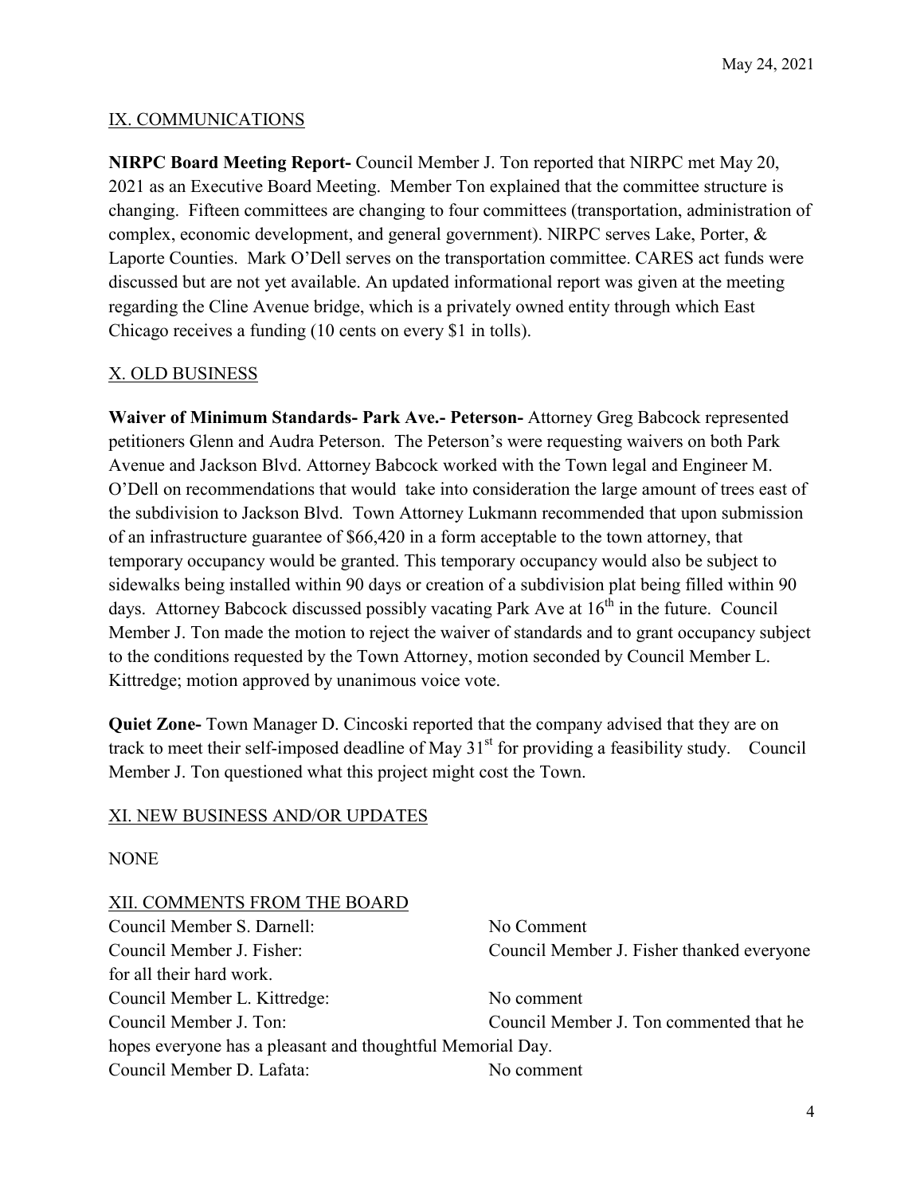May 24, 2021

## IX. COMMUNICATIONS

**NIRPC Board Meeting Report-** Council Member J. Ton reported that NIRPC met May 20, 2021 as an Executive Board Meeting. Member Ton explained that the committee structure is changing. Fifteen committees are changing to four committees (transportation, administration of complex, economic development, and general government). NIRPC serves Lake, Porter, & Laporte Counties. Mark O'Dell serves on the transportation committee. CARES act funds were discussed but are not yet available. An updated informational report was given at the meeting regarding the Cline Avenue bridge, which is a privately owned entity through which East Chicago receives a funding (10 cents on every $1 in tolls).

## X. OLD BUSINESS

**Waiver of Minimum Standards- Park Ave.- Peterson-** Attorney Greg Babcock represented petitioners Glenn and Audra Peterson. The Peterson's were requesting waivers on both Park Avenue and Jackson Blvd. Attorney Babcock worked with the Town legal and Engineer M. O'Dell on recommendations that would take into consideration the large amount of trees east of the subdivision to Jackson Blvd. Town Attorney Lukmann recommended that upon submission of an infrastructure guarantee of $66,420 in a form acceptable to the town attorney, that temporary occupancy would be granted. This temporary occupancy would also be subject to sidewalks being installed within 90 days or creation of a subdivision plat being filled within 90 days. Attorney Babcock discussed possibly vacating Park Ave at 16th in the future. Council Member J. Ton made the motion to reject the waiver of standards and to grant occupancy subject to the conditions requested by the Town Attorney, motion seconded by Council Member L. Kittredge; motion approved by unanimous voice vote.

**Quiet Zone-** Town Manager D. Cincoski reported that the company advised that they are on track to meet their self-imposed deadline of May 31st for providing a feasibility study. Council Member J. Ton questioned what this project might cost the Town.

## XI. NEW BUSINESS AND/OR UPDATES

NONE

## XII. COMMENTS FROM THE BOARD

Council Member S. Darnell: No Comment

Council Member J. Fisher: Council Member J. Fisher thanked everyone for all their hard work.

Council Member L. Kittredge: No comment

Council Member J. Ton: Council Member J. Ton commented that he hopes everyone has a pleasant and thoughtful Memorial Day.

Council Member D. Lafata: No comment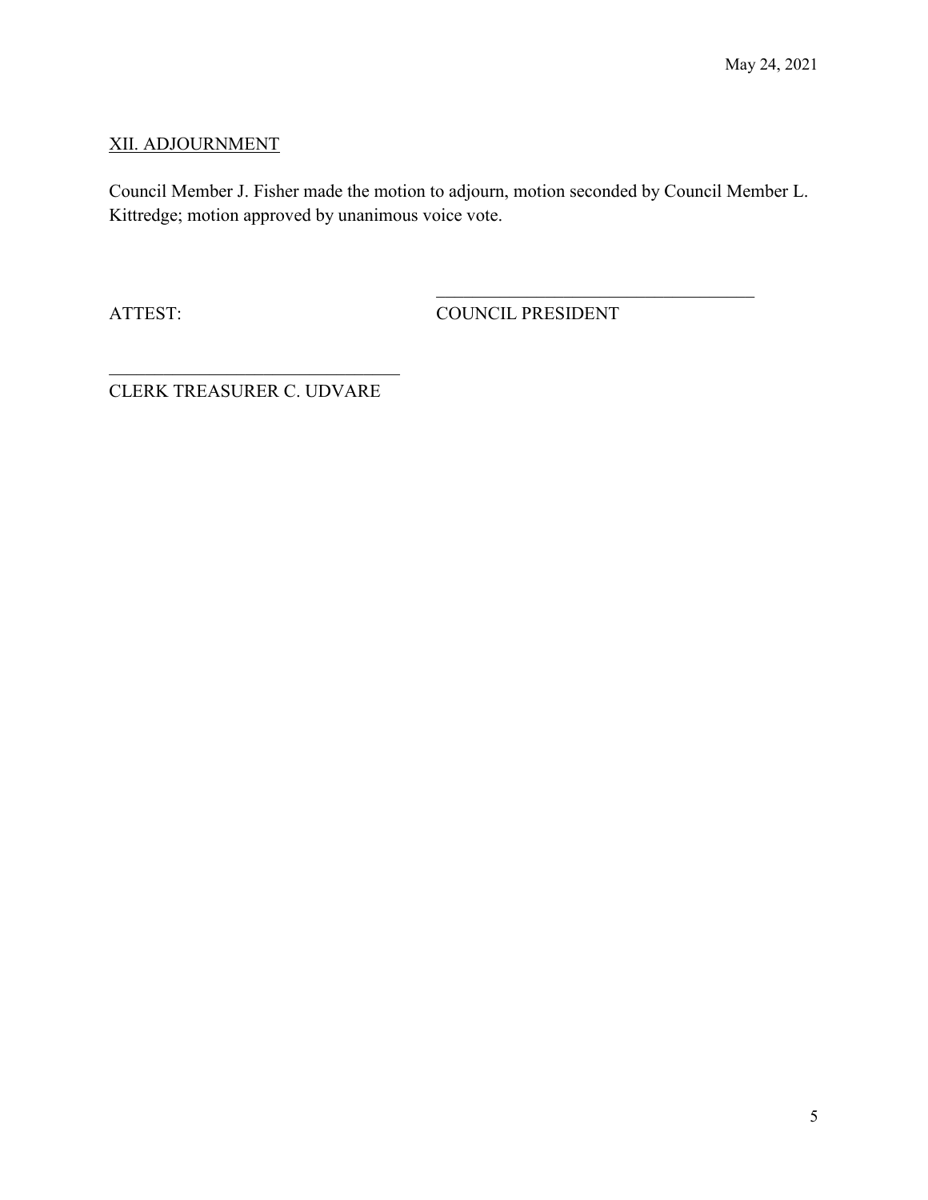XII. ADJOURNMENT

Council Member J. Fisher made the motion to adjourn, motion seconded by Council Member L. Kittredge; motion approved by unanimous voice vote.

ATTEST: \_\_\_\_\_\_\_\_\_\_\_\_\_\_\_\_\_\_\_\_\_\_\_\_\_\_\_\_\_\_\_\_\_\_\_\_
COUNCIL PRESIDENT

\_\_\_\_\_\_\_\_\_\_\_\_\_\_\_\_\_\_\_\_\_\_\_\_\_\_\_\_\_\_\_\_
CLERK TREASURER C. UDVARE